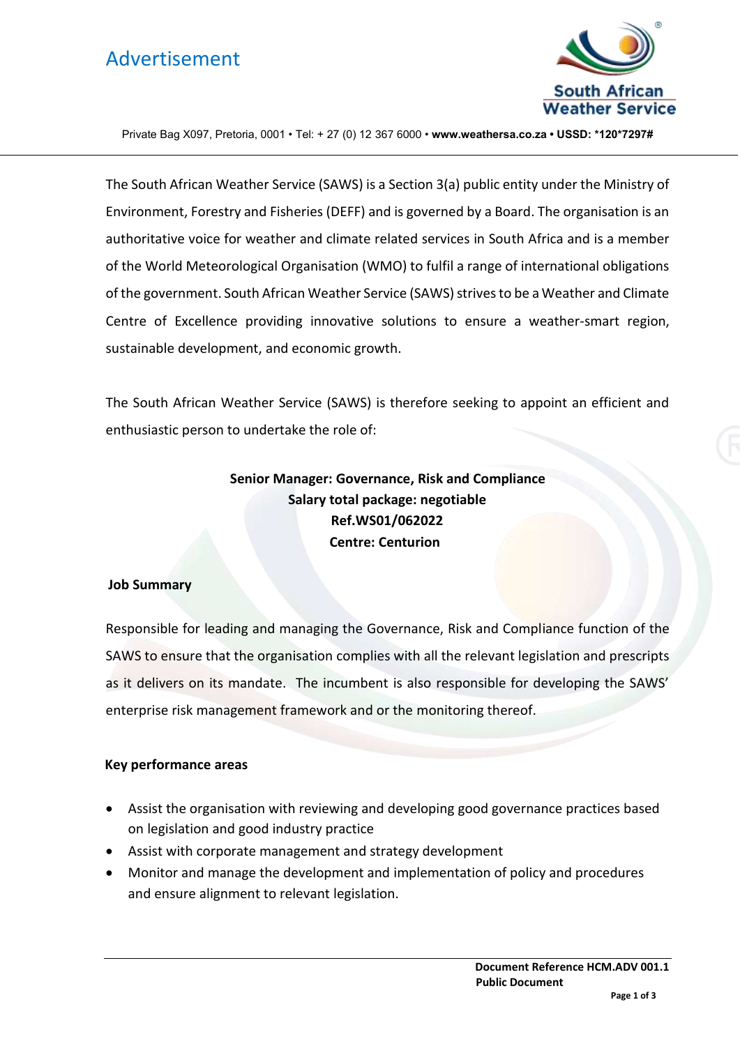# Advertisement

**South African Weather Service**

Private Bag X097, Pretoria, 0001 • Tel: + 27 (0) 12 367 6000 • **www.weathersa.co.za • USSD: *120*7297#**

The South African Weather Service (SAWS) is a Section 3(a) public entity under the Ministry of Environment, Forestry and Fisheries (DEFF) and is governed by a Board. The organisation is an authoritative voice for weather and climate related services in South Africa and is a member of the World Meteorological Organisation (WMO) to fulfil a range of international obligations of the government. South African Weather Service (SAWS) strives to be a Weather and Climate Centre of Excellence providing innovative solutions to ensure a weather-smart region, sustainable development, and economic growth.

The South African Weather Service (SAWS) is therefore seeking to appoint an efficient and enthusiastic person to undertake the role of:

**Senior Manager: Governance, Risk and Compliance**
**Salary total package: negotiable**
**Ref.WS01/062022**
**Centre: Centurion**

**Job Summary**

Responsible for leading and managing the Governance, Risk and Compliance function of the SAWS to ensure that the organisation complies with all the relevant legislation and prescripts as it delivers on its mandate. The incumbent is also responsible for developing the SAWS' enterprise risk management framework and or the monitoring thereof.

**Key performance areas**

- Assist the organisation with reviewing and developing good governance practices based on legislation and good industry practice
- Assist with corporate management and strategy development
- Monitor and manage the development and implementation of policy and procedures and ensure alignment to relevant legislation.

**Document Reference HCM.ADV 001.1**
**Public Document**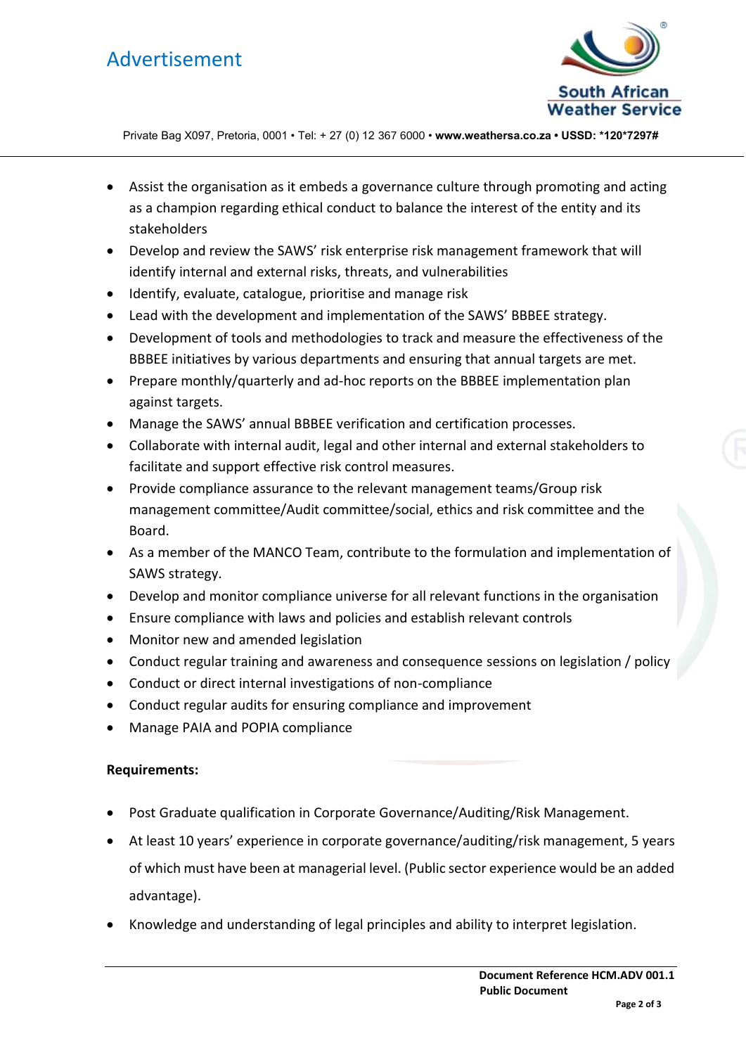- Assist the organisation as it embeds a governance culture through promoting and acting as a champion regarding ethical conduct to balance the interest of the entity and its stakeholders
- Develop and review the SAWS' risk enterprise risk management framework that will identify internal and external risks, threats, and vulnerabilities
- Identify, evaluate, catalogue, prioritise and manage risk
- Lead with the development and implementation of the SAWS' BBBEE strategy.
- Development of tools and methodologies to track and measure the effectiveness of the BBBEE initiatives by various departments and ensuring that annual targets are met.
- Prepare monthly/quarterly and ad-hoc reports on the BBBEE implementation plan against targets.
- Manage the SAWS' annual BBBEE verification and certification processes.
- Collaborate with internal audit, legal and other internal and external stakeholders to facilitate and support effective risk control measures.
- Provide compliance assurance to the relevant management teams/Group risk management committee/Audit committee/social, ethics and risk committee and the Board.
- As a member of the MANCO Team, contribute to the formulation and implementation of SAWS strategy.
- Develop and monitor compliance universe for all relevant functions in the organisation
- Ensure compliance with laws and policies and establish relevant controls
- Monitor new and amended legislation
- Conduct regular training and awareness and consequence sessions on legislation / policy
- Conduct or direct internal investigations of non-compliance
- Conduct regular audits for ensuring compliance and improvement
- Manage PAIA and POPIA compliance

**Requirements:**

- Post Graduate qualification in Corporate Governance/Auditing/Risk Management.
- At least 10 years' experience in corporate governance/auditing/risk management, 5 years of which must have been at managerial level. (Public sector experience would be an added advantage).
- Knowledge and understanding of legal principles and ability to interpret legislation.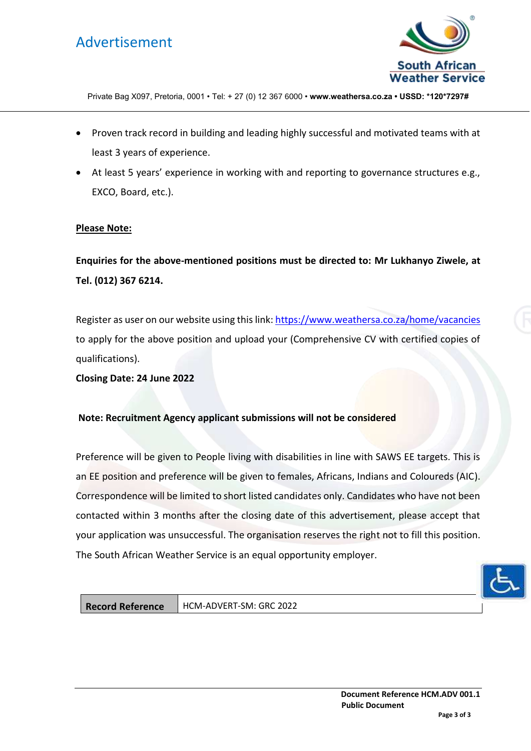- Proven track record in building and leading highly successful and motivated teams with at least 3 years of experience.
- At least 5 years' experience in working with and reporting to governance structures e.g., EXCO, Board, etc.).

**Please Note:**

**Enquiries for the above-mentioned positions must be directed to: Mr Lukhanyo Ziwele, at Tel. (012) 367 6214.**

Register as user on our website using this link: https://www.weathersa.co.za/home/vacancies to apply for the above position and upload your (Comprehensive CV with certified copies of qualifications).

**Closing Date: 24 June 2022**

**Note: Recruitment Agency applicant submissions will not be considered**

Preference will be given to People living with disabilities in line with SAWS EE targets. This is an EE position and preference will be given to females, Africans, Indians and Coloureds (AIC). Correspondence will be limited to short listed candidates only. Candidates who have not been contacted within 3 months after the closing date of this advertisement, please accept that your application was unsuccessful. The organisation reserves the right not to fill this position. The South African Weather Service is an equal opportunity employer.

| | |
|---|---|
| **Record Reference** | HCM-ADVERT-SM: GRC 2022 |

**Document Reference HCM.ADV 001.1**
**Public Document**